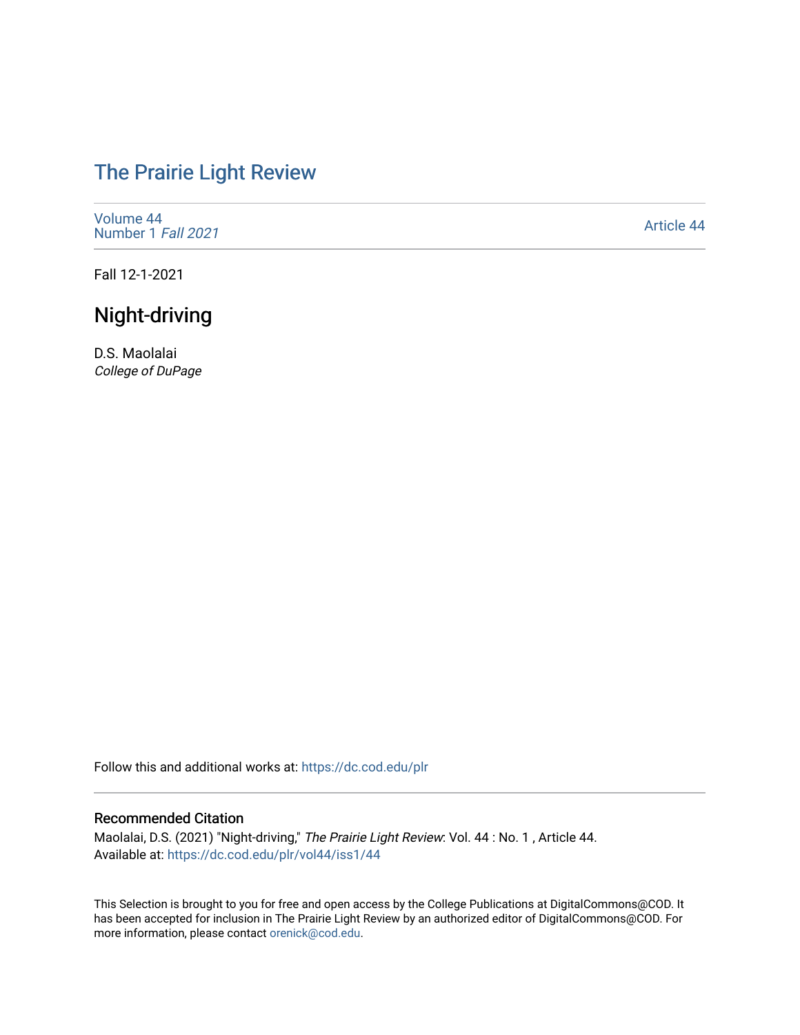# The Prairie Light Review

Volume 44
Number 1 *Fall 2021*

Article 44

Fall 12-1-2021

## Night-driving

D.S. Maolalai
*College of DuPage*

Follow this and additional works at: https://dc.cod.edu/plr

### Recommended Citation

Maolalai, D.S. (2021) "Night-driving," *The Prairie Light Review*: Vol. 44 : No. 1 , Article 44.
Available at: https://dc.cod.edu/plr/vol44/iss1/44

This Selection is brought to you for free and open access by the College Publications at DigitalCommons@COD. It has been accepted for inclusion in The Prairie Light Review by an authorized editor of DigitalCommons@COD. For more information, please contact orenick@cod.edu.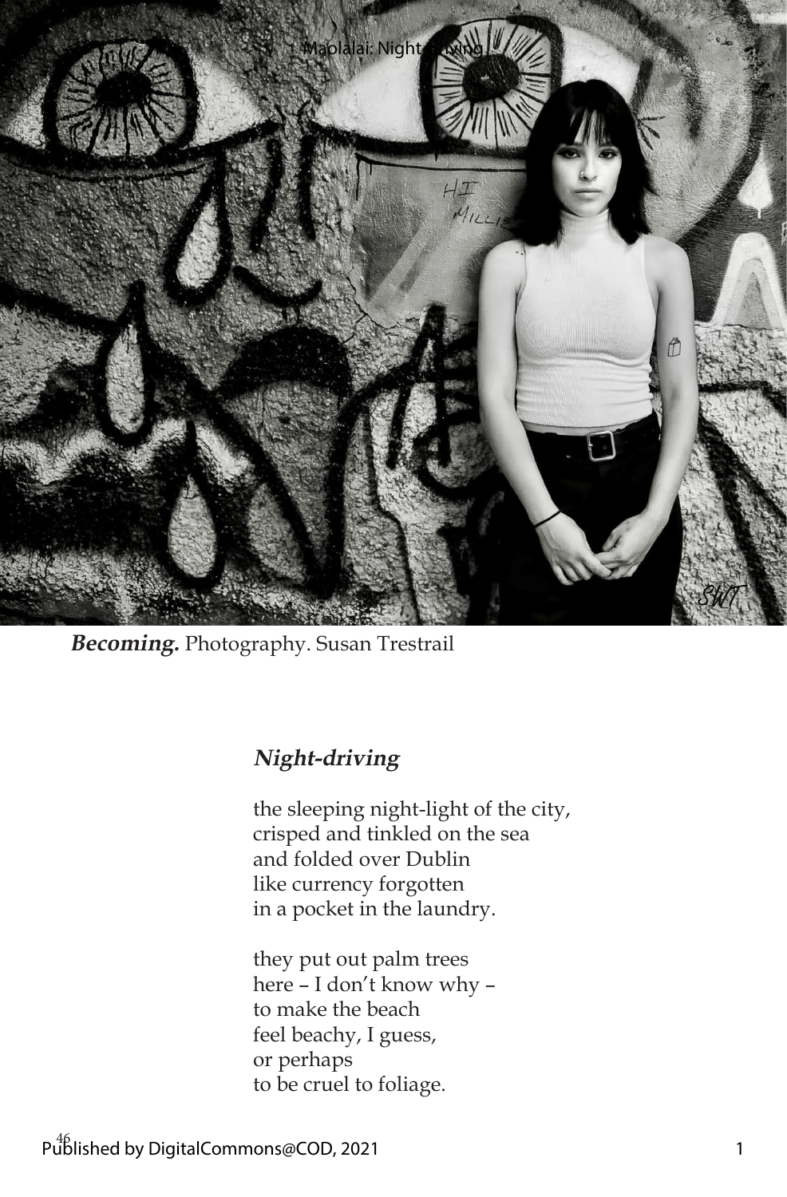***Becoming.*** Photography. Susan Trestrail

## ***Night-driving***

the sleeping night-light of the city,
crisped and tinkled on the sea
and folded over Dublin
like currency forgotten
in a pocket in the laundry.

they put out palm trees
here – I don't know why –
to make the beach
feel beachy, I guess,
or perhaps
to be cruel to foliage.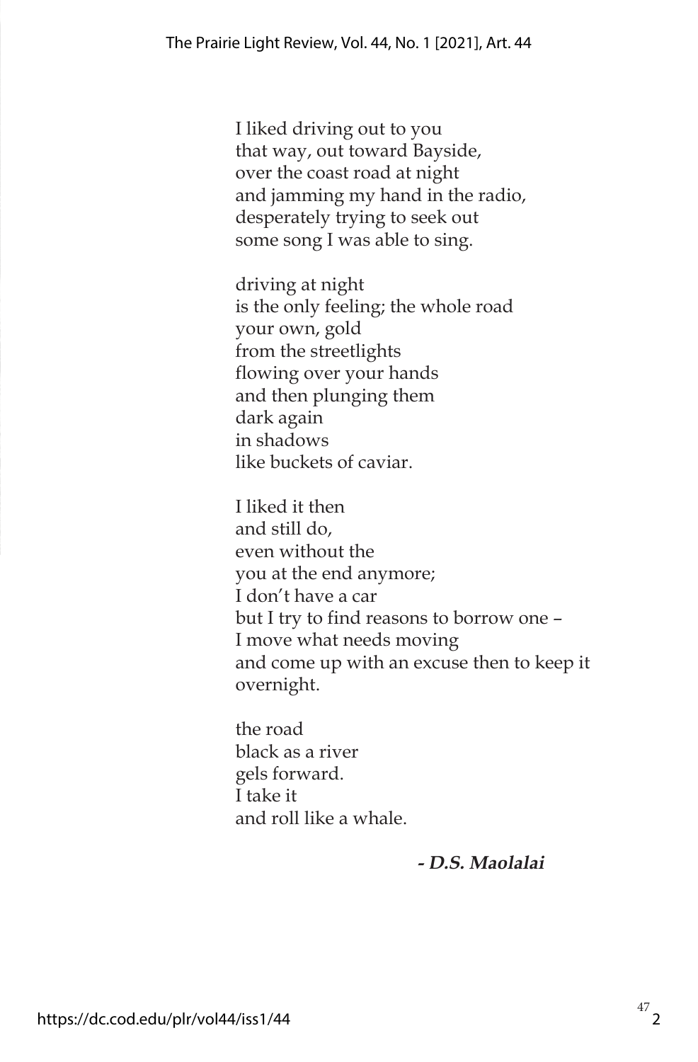I liked driving out to you  
that way, out toward Bayside,  
over the coast road at night  
and jamming my hand in the radio,  
desperately trying to seek out  
some song I was able to sing.

driving at night  
is the only feeling; the whole road  
your own, gold  
from the streetlights  
flowing over your hands  
and then plunging them  
dark again  
in shadows  
like buckets of caviar.

I liked it then  
and still do,  
even without the  
you at the end anymore;  
I don't have a car  
but I try to find reasons to borrow one –  
I move what needs moving  
and come up with an excuse then to keep it  
overnight.

the road  
black as a river  
gels forward.  
I take it  
and roll like a whale.

***- D.S. Maolalai***